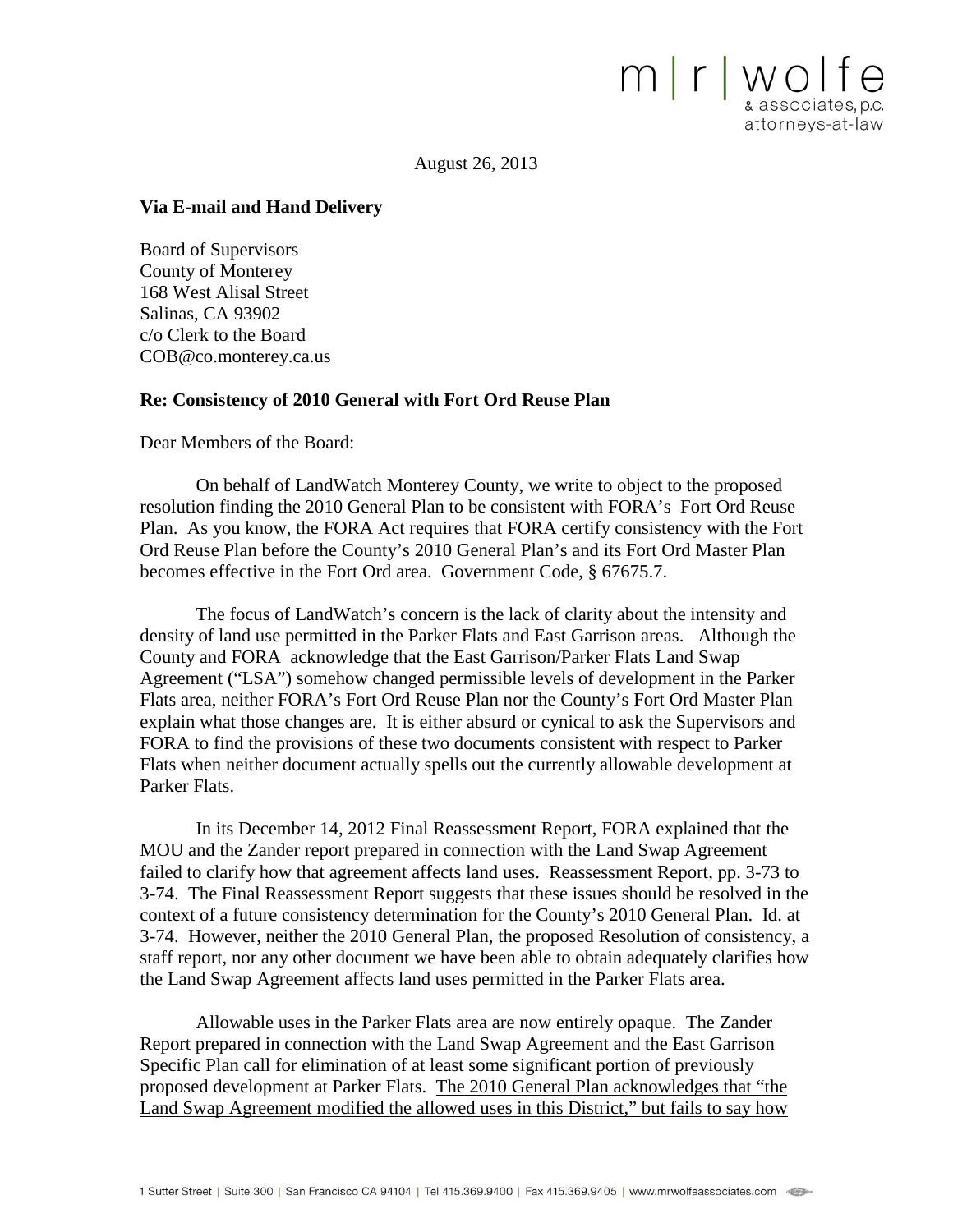m|r|wolfe & associates, p.c. attorneys-at-law

August 26, 2013

**Via E-mail and Hand Delivery**

Board of Supervisors
County of Monterey
168 West Alisal Street
Salinas, CA 93902
c/o Clerk to the Board
COB@co.monterey.ca.us

**Re: Consistency of 2010 General with Fort Ord Reuse Plan**

Dear Members of the Board:

On behalf of LandWatch Monterey County, we write to object to the proposed resolution finding the 2010 General Plan to be consistent with FORA's Fort Ord Reuse Plan. As you know, the FORA Act requires that FORA certify consistency with the Fort Ord Reuse Plan before the County's 2010 General Plan's and its Fort Ord Master Plan becomes effective in the Fort Ord area. Government Code, § 67675.7.

The focus of LandWatch's concern is the lack of clarity about the intensity and density of land use permitted in the Parker Flats and East Garrison areas. Although the County and FORA acknowledge that the East Garrison/Parker Flats Land Swap Agreement ("LSA") somehow changed permissible levels of development in the Parker Flats area, neither FORA's Fort Ord Reuse Plan nor the County's Fort Ord Master Plan explain what those changes are. It is either absurd or cynical to ask the Supervisors and FORA to find the provisions of these two documents consistent with respect to Parker Flats when neither document actually spells out the currently allowable development at Parker Flats.

In its December 14, 2012 Final Reassessment Report, FORA explained that the MOU and the Zander report prepared in connection with the Land Swap Agreement failed to clarify how that agreement affects land uses. Reassessment Report, pp. 3-73 to 3-74. The Final Reassessment Report suggests that these issues should be resolved in the context of a future consistency determination for the County's 2010 General Plan. Id. at 3-74. However, neither the 2010 General Plan, the proposed Resolution of consistency, a staff report, nor any other document we have been able to obtain adequately clarifies how the Land Swap Agreement affects land uses permitted in the Parker Flats area.

Allowable uses in the Parker Flats area are now entirely opaque. The Zander Report prepared in connection with the Land Swap Agreement and the East Garrison Specific Plan call for elimination of at least some significant portion of previously proposed development at Parker Flats. <u>The 2010 General Plan acknowledges that "the Land Swap Agreement modified the allowed uses in this District," but fails to say how</u>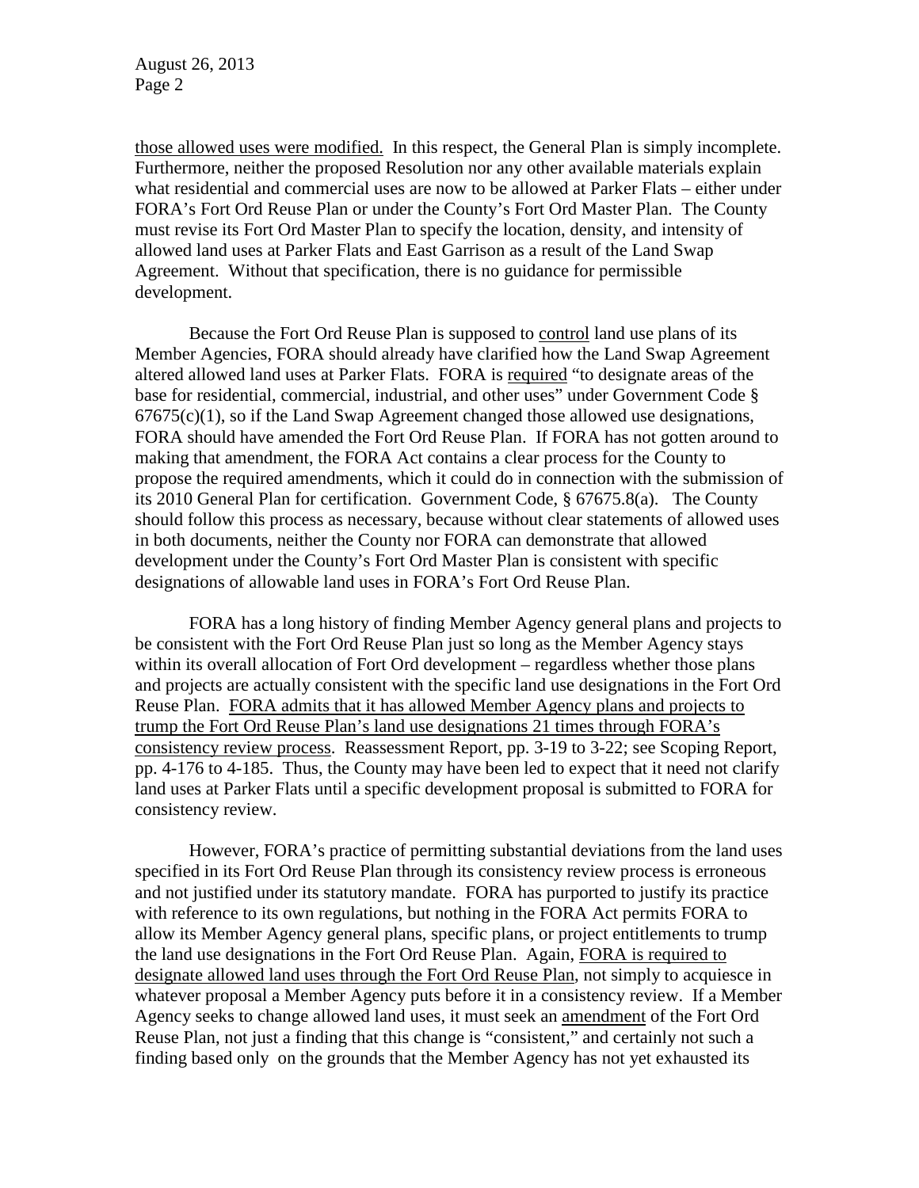those allowed uses were modified. In this respect, the General Plan is simply incomplete. Furthermore, neither the proposed Resolution nor any other available materials explain what residential and commercial uses are now to be allowed at Parker Flats – either under FORA's Fort Ord Reuse Plan or under the County's Fort Ord Master Plan. The County must revise its Fort Ord Master Plan to specify the location, density, and intensity of allowed land uses at Parker Flats and East Garrison as a result of the Land Swap Agreement. Without that specification, there is no guidance for permissible development.

Because the Fort Ord Reuse Plan is supposed to control land use plans of its Member Agencies, FORA should already have clarified how the Land Swap Agreement altered allowed land uses at Parker Flats. FORA is required "to designate areas of the base for residential, commercial, industrial, and other uses" under Government Code § 67675(c)(1), so if the Land Swap Agreement changed those allowed use designations, FORA should have amended the Fort Ord Reuse Plan. If FORA has not gotten around to making that amendment, the FORA Act contains a clear process for the County to propose the required amendments, which it could do in connection with the submission of its 2010 General Plan for certification. Government Code, § 67675.8(a). The County should follow this process as necessary, because without clear statements of allowed uses in both documents, neither the County nor FORA can demonstrate that allowed development under the County's Fort Ord Master Plan is consistent with specific designations of allowable land uses in FORA's Fort Ord Reuse Plan.

FORA has a long history of finding Member Agency general plans and projects to be consistent with the Fort Ord Reuse Plan just so long as the Member Agency stays within its overall allocation of Fort Ord development – regardless whether those plans and projects are actually consistent with the specific land use designations in the Fort Ord Reuse Plan. FORA admits that it has allowed Member Agency plans and projects to trump the Fort Ord Reuse Plan's land use designations 21 times through FORA's consistency review process. Reassessment Report, pp. 3-19 to 3-22; see Scoping Report, pp. 4-176 to 4-185. Thus, the County may have been led to expect that it need not clarify land uses at Parker Flats until a specific development proposal is submitted to FORA for consistency review.

However, FORA's practice of permitting substantial deviations from the land uses specified in its Fort Ord Reuse Plan through its consistency review process is erroneous and not justified under its statutory mandate. FORA has purported to justify its practice with reference to its own regulations, but nothing in the FORA Act permits FORA to allow its Member Agency general plans, specific plans, or project entitlements to trump the land use designations in the Fort Ord Reuse Plan. Again, FORA is required to designate allowed land uses through the Fort Ord Reuse Plan, not simply to acquiesce in whatever proposal a Member Agency puts before it in a consistency review. If a Member Agency seeks to change allowed land uses, it must seek an amendment of the Fort Ord Reuse Plan, not just a finding that this change is "consistent," and certainly not such a finding based only on the grounds that the Member Agency has not yet exhausted its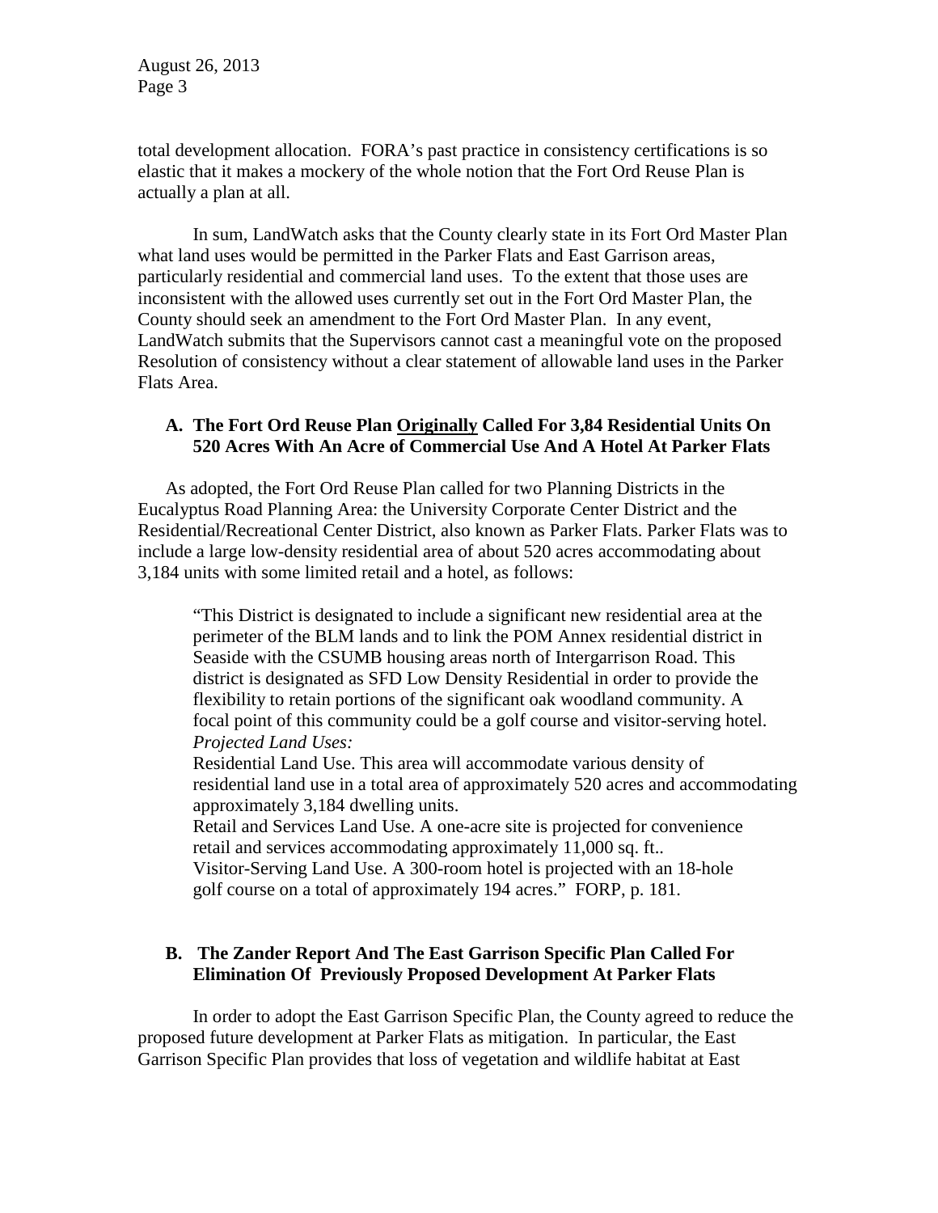total development allocation. FORA's past practice in consistency certifications is so elastic that it makes a mockery of the whole notion that the Fort Ord Reuse Plan is actually a plan at all.

In sum, LandWatch asks that the County clearly state in its Fort Ord Master Plan what land uses would be permitted in the Parker Flats and East Garrison areas, particularly residential and commercial land uses. To the extent that those uses are inconsistent with the allowed uses currently set out in the Fort Ord Master Plan, the County should seek an amendment to the Fort Ord Master Plan. In any event, LandWatch submits that the Supervisors cannot cast a meaningful vote on the proposed Resolution of consistency without a clear statement of allowable land uses in the Parker Flats Area.

## A. The Fort Ord Reuse Plan <u>Originally</u> Called For 3,84 Residential Units On 520 Acres With An Acre of Commercial Use And A Hotel At Parker Flats

As adopted, the Fort Ord Reuse Plan called for two Planning Districts in the Eucalyptus Road Planning Area: the University Corporate Center District and the Residential/Recreational Center District, also known as Parker Flats. Parker Flats was to include a large low-density residential area of about 520 acres accommodating about 3,184 units with some limited retail and a hotel, as follows:

> "This District is designated to include a significant new residential area at the perimeter of the BLM lands and to link the POM Annex residential district in Seaside with the CSUMB housing areas north of Intergarrison Road. This district is designated as SFD Low Density Residential in order to provide the flexibility to retain portions of the significant oak woodland community. A focal point of this community could be a golf course and visitor-serving hotel.
> *Projected Land Uses:*
> Residential Land Use. This area will accommodate various density of residential land use in a total area of approximately 520 acres and accommodating approximately 3,184 dwelling units.
> Retail and Services Land Use. A one-acre site is projected for convenience retail and services accommodating approximately 11,000 sq. ft..
> Visitor-Serving Land Use. A 300-room hotel is projected with an 18-hole golf course on a total of approximately 194 acres." FORP, p. 181.

## B. The Zander Report And The East Garrison Specific Plan Called For Elimination Of Previously Proposed Development At Parker Flats

In order to adopt the East Garrison Specific Plan, the County agreed to reduce the proposed future development at Parker Flats as mitigation. In particular, the East Garrison Specific Plan provides that loss of vegetation and wildlife habitat at East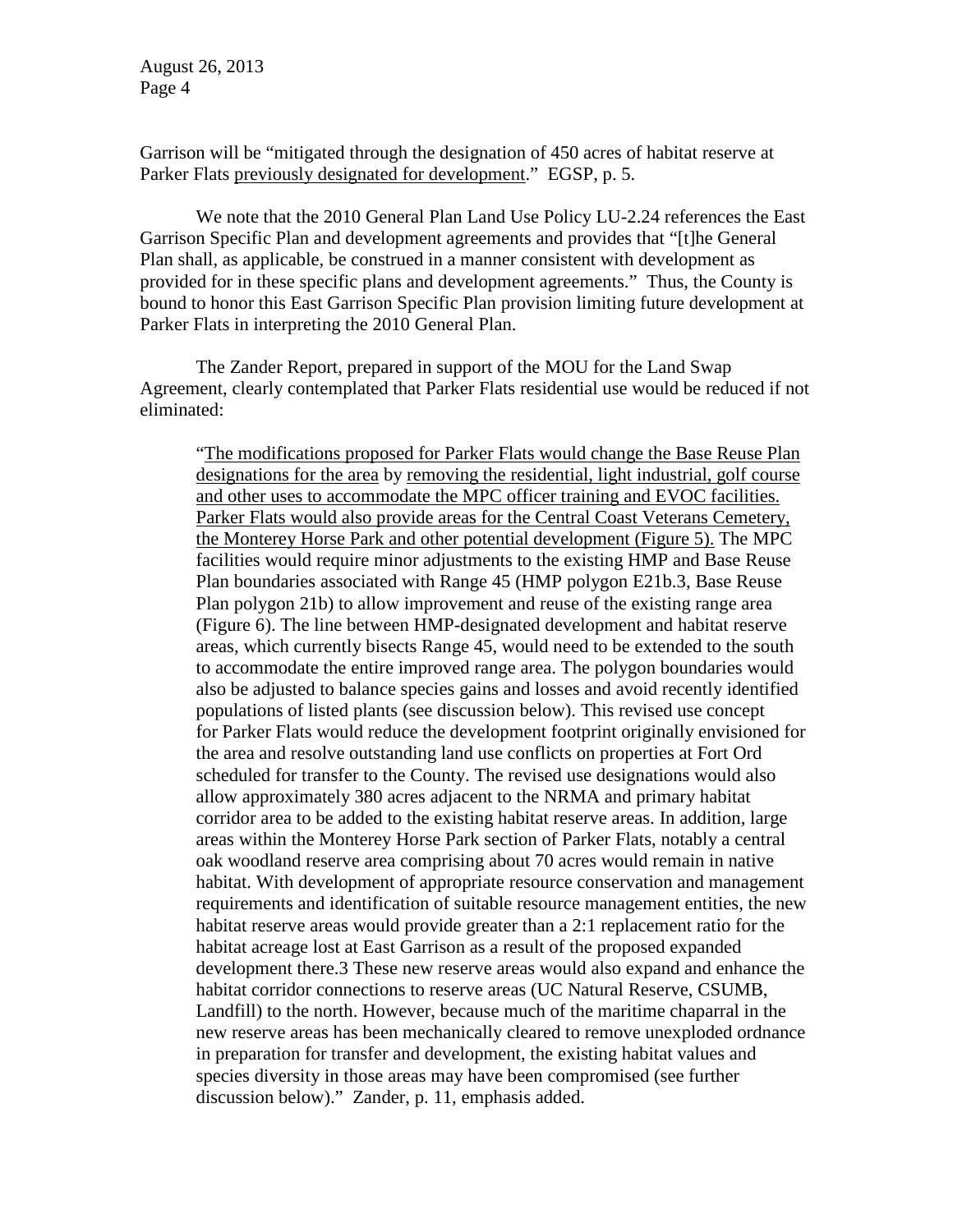Garrison will be "mitigated through the designation of 450 acres of habitat reserve at Parker Flats <u>previously designated for development</u>." EGSP, p. 5.

We note that the 2010 General Plan Land Use Policy LU-2.24 references the East Garrison Specific Plan and development agreements and provides that "[t]he General Plan shall, as applicable, be construed in a manner consistent with development as provided for in these specific plans and development agreements." Thus, the County is bound to honor this East Garrison Specific Plan provision limiting future development at Parker Flats in interpreting the 2010 General Plan.

The Zander Report, prepared in support of the MOU for the Land Swap Agreement, clearly contemplated that Parker Flats residential use would be reduced if not eliminated:

> "<u>The modifications proposed for Parker Flats would change the Base Reuse Plan designations for the area</u> by <u>removing the residential, light industrial, golf course and other uses to accommodate the MPC officer training and EVOC facilities. Parker Flats would also provide areas for the Central Coast Veterans Cemetery, the Monterey Horse Park and other potential development (Figure 5).</u> The MPC facilities would require minor adjustments to the existing HMP and Base Reuse Plan boundaries associated with Range 45 (HMP polygon E21b.3, Base Reuse Plan polygon 21b) to allow improvement and reuse of the existing range area (Figure 6). The line between HMP-designated development and habitat reserve areas, which currently bisects Range 45, would need to be extended to the south to accommodate the entire improved range area. The polygon boundaries would also be adjusted to balance species gains and losses and avoid recently identified populations of listed plants (see discussion below). This revised use concept for Parker Flats would reduce the development footprint originally envisioned for the area and resolve outstanding land use conflicts on properties at Fort Ord scheduled for transfer to the County. The revised use designations would also allow approximately 380 acres adjacent to the NRMA and primary habitat corridor area to be added to the existing habitat reserve areas. In addition, large areas within the Monterey Horse Park section of Parker Flats, notably a central oak woodland reserve area comprising about 70 acres would remain in native habitat. With development of appropriate resource conservation and management requirements and identification of suitable resource management entities, the new habitat reserve areas would provide greater than a 2:1 replacement ratio for the habitat acreage lost at East Garrison as a result of the proposed expanded development there.3 These new reserve areas would also expand and enhance the habitat corridor connections to reserve areas (UC Natural Reserve, CSUMB, Landfill) to the north. However, because much of the maritime chaparral in the new reserve areas has been mechanically cleared to remove unexploded ordnance in preparation for transfer and development, the existing habitat values and species diversity in those areas may have been compromised (see further discussion below)." Zander, p. 11, emphasis added.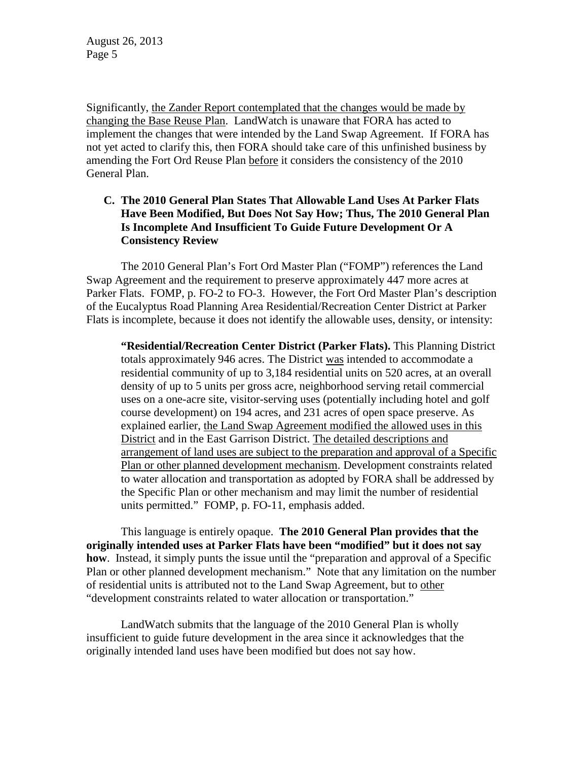Significantly, <u>the Zander Report contemplated that the changes would be made by changing the Base Reuse Plan</u>. LandWatch is unaware that FORA has acted to implement the changes that were intended by the Land Swap Agreement. If FORA has not yet acted to clarify this, then FORA should take care of this unfinished business by amending the Fort Ord Reuse Plan <u>before</u> it considers the consistency of the 2010 General Plan.

### C. The 2010 General Plan States That Allowable Land Uses At Parker Flats Have Been Modified, But Does Not Say How; Thus, The 2010 General Plan Is Incomplete And Insufficient To Guide Future Development Or A Consistency Review

The 2010 General Plan's Fort Ord Master Plan ("FOMP") references the Land Swap Agreement and the requirement to preserve approximately 447 more acres at Parker Flats. FOMP, p. FO-2 to FO-3. However, the Fort Ord Master Plan's description of the Eucalyptus Road Planning Area Residential/Recreation Center District at Parker Flats is incomplete, because it does not identify the allowable uses, density, or intensity:

> **"Residential/Recreation Center District (Parker Flats).** This Planning District totals approximately 946 acres. The District <u>was</u> intended to accommodate a residential community of up to 3,184 residential units on 520 acres, at an overall density of up to 5 units per gross acre, neighborhood serving retail commercial uses on a one-acre site, visitor-serving uses (potentially including hotel and golf course development) on 194 acres, and 231 acres of open space preserve. As explained earlier, <u>the Land Swap Agreement modified the allowed uses in this District</u> and in the East Garrison District. <u>The detailed descriptions and arrangement of land uses are subject to the preparation and approval of a Specific Plan or other planned development mechanism</u>. Development constraints related to water allocation and transportation as adopted by FORA shall be addressed by the Specific Plan or other mechanism and may limit the number of residential units permitted." FOMP, p. FO-11, emphasis added.

This language is entirely opaque. **The 2010 General Plan provides that the originally intended uses at Parker Flats have been "modified" but it does not say how**. Instead, it simply punts the issue until the "preparation and approval of a Specific Plan or other planned development mechanism." Note that any limitation on the number of residential units is attributed not to the Land Swap Agreement, but to <u>other</u> "development constraints related to water allocation or transportation."

LandWatch submits that the language of the 2010 General Plan is wholly insufficient to guide future development in the area since it acknowledges that the originally intended land uses have been modified but does not say how.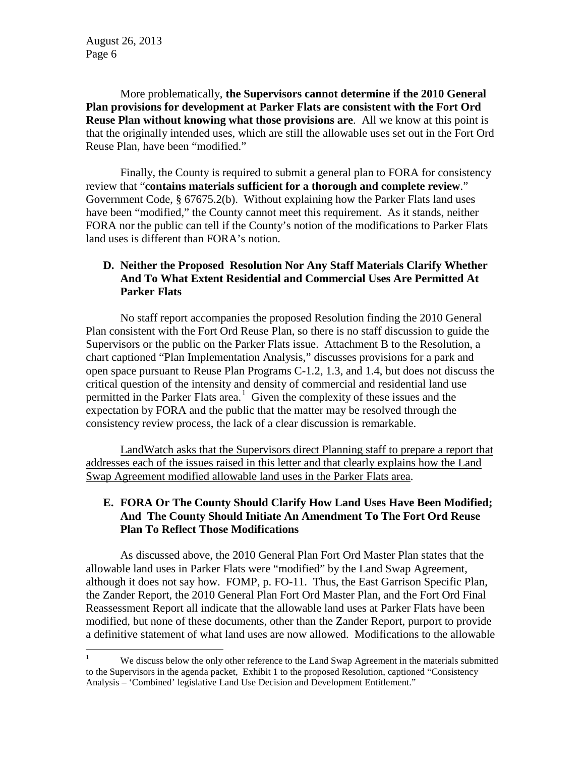More problematically, **the Supervisors cannot determine if the 2010 General Plan provisions for development at Parker Flats are consistent with the Fort Ord Reuse Plan without knowing what those provisions are**. All we know at this point is that the originally intended uses, which are still the allowable uses set out in the Fort Ord Reuse Plan, have been "modified."

Finally, the County is required to submit a general plan to FORA for consistency review that "**contains materials sufficient for a thorough and complete review**." Government Code, § 67675.2(b). Without explaining how the Parker Flats land uses have been "modified," the County cannot meet this requirement. As it stands, neither FORA nor the public can tell if the County's notion of the modifications to Parker Flats land uses is different than FORA's notion.

### D. Neither the Proposed Resolution Nor Any Staff Materials Clarify Whether And To What Extent Residential and Commercial Uses Are Permitted At Parker Flats

No staff report accompanies the proposed Resolution finding the 2010 General Plan consistent with the Fort Ord Reuse Plan, so there is no staff discussion to guide the Supervisors or the public on the Parker Flats issue. Attachment B to the Resolution, a chart captioned "Plan Implementation Analysis," discusses provisions for a park and open space pursuant to Reuse Plan Programs C-1.2, 1.3, and 1.4, but does not discuss the critical question of the intensity and density of commercial and residential land use permitted in the Parker Flats area.[1] Given the complexity of these issues and the expectation by FORA and the public that the matter may be resolved through the consistency review process, the lack of a clear discussion is remarkable.

<u>LandWatch asks that the Supervisors direct Planning staff to prepare a report that addresses each of the issues raised in this letter and that clearly explains how the Land Swap Agreement modified allowable land uses in the Parker Flats area</u>.

### E. FORA Or The County Should Clarify How Land Uses Have Been Modified; And The County Should Initiate An Amendment To The Fort Ord Reuse Plan To Reflect Those Modifications

As discussed above, the 2010 General Plan Fort Ord Master Plan states that the allowable land uses in Parker Flats were "modified" by the Land Swap Agreement, although it does not say how. FOMP, p. FO-11. Thus, the East Garrison Specific Plan, the Zander Report, the 2010 General Plan Fort Ord Master Plan, and the Fort Ord Final Reassessment Report all indicate that the allowable land uses at Parker Flats have been modified, but none of these documents, other than the Zander Report, purport to provide a definitive statement of what land uses are now allowed. Modifications to the allowable

---

[1] We discuss below the only other reference to the Land Swap Agreement in the materials submitted to the Supervisors in the agenda packet, Exhibit 1 to the proposed Resolution, captioned "Consistency Analysis – 'Combined' legislative Land Use Decision and Development Entitlement."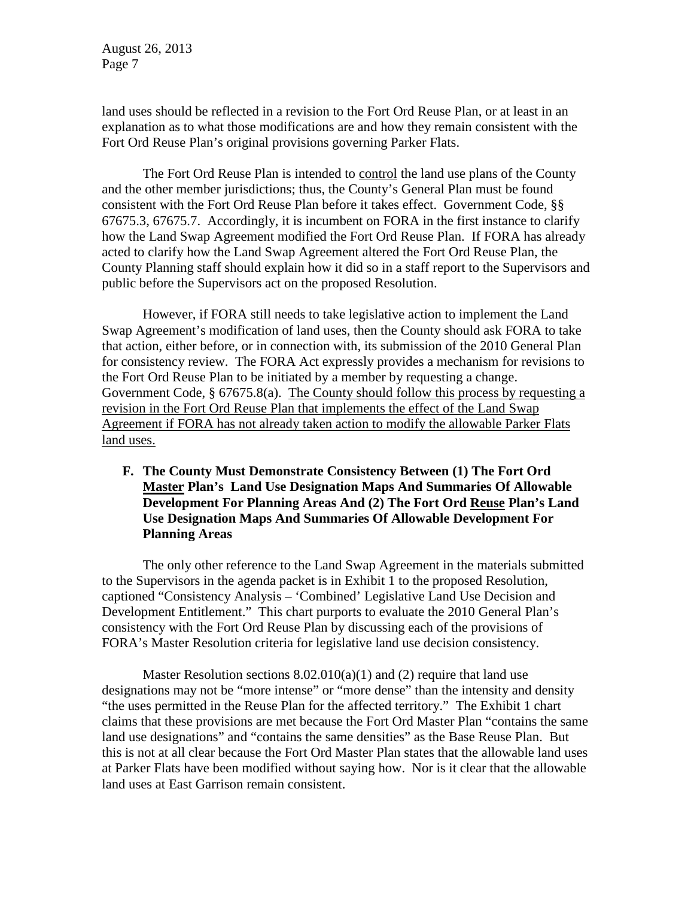land uses should be reflected in a revision to the Fort Ord Reuse Plan, or at least in an explanation as to what those modifications are and how they remain consistent with the Fort Ord Reuse Plan's original provisions governing Parker Flats.

The Fort Ord Reuse Plan is intended to <u>control</u> the land use plans of the County and the other member jurisdictions; thus, the County's General Plan must be found consistent with the Fort Ord Reuse Plan before it takes effect. Government Code, §§ 67675.3, 67675.7. Accordingly, it is incumbent on FORA in the first instance to clarify how the Land Swap Agreement modified the Fort Ord Reuse Plan. If FORA has already acted to clarify how the Land Swap Agreement altered the Fort Ord Reuse Plan, the County Planning staff should explain how it did so in a staff report to the Supervisors and public before the Supervisors act on the proposed Resolution.

However, if FORA still needs to take legislative action to implement the Land Swap Agreement's modification of land uses, then the County should ask FORA to take that action, either before, or in connection with, its submission of the 2010 General Plan for consistency review. The FORA Act expressly provides a mechanism for revisions to the Fort Ord Reuse Plan to be initiated by a member by requesting a change. Government Code, § 67675.8(a). <u>The County should follow this process by requesting a revision in the Fort Ord Reuse Plan that implements the effect of the Land Swap Agreement if FORA has not already taken action to modify the allowable Parker Flats land uses.</u>

**F. The County Must Demonstrate Consistency Between (1) The Fort Ord <u>Master</u> Plan's Land Use Designation Maps And Summaries Of Allowable Development For Planning Areas And (2) The Fort Ord <u>Reuse</u> Plan's Land Use Designation Maps And Summaries Of Allowable Development For Planning Areas**

The only other reference to the Land Swap Agreement in the materials submitted to the Supervisors in the agenda packet is in Exhibit 1 to the proposed Resolution, captioned "Consistency Analysis – 'Combined' Legislative Land Use Decision and Development Entitlement." This chart purports to evaluate the 2010 General Plan's consistency with the Fort Ord Reuse Plan by discussing each of the provisions of FORA's Master Resolution criteria for legislative land use decision consistency.

Master Resolution sections 8.02.010(a)(1) and (2) require that land use designations may not be "more intense" or "more dense" than the intensity and density "the uses permitted in the Reuse Plan for the affected territory." The Exhibit 1 chart claims that these provisions are met because the Fort Ord Master Plan "contains the same land use designations" and "contains the same densities" as the Base Reuse Plan. But this is not at all clear because the Fort Ord Master Plan states that the allowable land uses at Parker Flats have been modified without saying how. Nor is it clear that the allowable land uses at East Garrison remain consistent.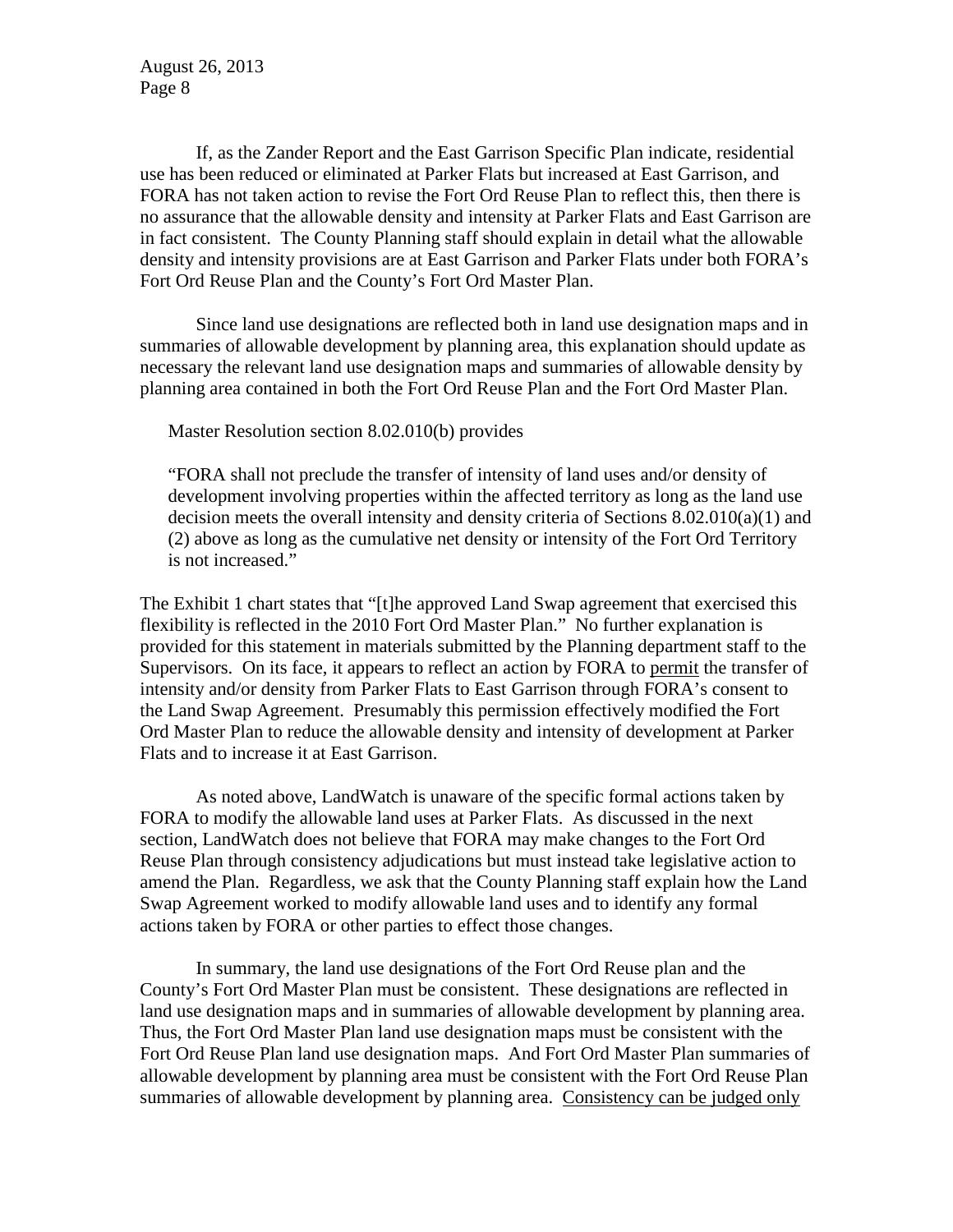If, as the Zander Report and the East Garrison Specific Plan indicate, residential use has been reduced or eliminated at Parker Flats but increased at East Garrison, and FORA has not taken action to revise the Fort Ord Reuse Plan to reflect this, then there is no assurance that the allowable density and intensity at Parker Flats and East Garrison are in fact consistent. The County Planning staff should explain in detail what the allowable density and intensity provisions are at East Garrison and Parker Flats under both FORA's Fort Ord Reuse Plan and the County's Fort Ord Master Plan.

Since land use designations are reflected both in land use designation maps and in summaries of allowable development by planning area, this explanation should update as necessary the relevant land use designation maps and summaries of allowable density by planning area contained in both the Fort Ord Reuse Plan and the Fort Ord Master Plan.

Master Resolution section 8.02.010(b) provides

> "FORA shall not preclude the transfer of intensity of land uses and/or density of development involving properties within the affected territory as long as the land use decision meets the overall intensity and density criteria of Sections 8.02.010(a)(1) and (2) above as long as the cumulative net density or intensity of the Fort Ord Territory is not increased."

The Exhibit 1 chart states that "[t]he approved Land Swap agreement that exercised this flexibility is reflected in the 2010 Fort Ord Master Plan." No further explanation is provided for this statement in materials submitted by the Planning department staff to the Supervisors. On its face, it appears to reflect an action by FORA to <u>permit</u> the transfer of intensity and/or density from Parker Flats to East Garrison through FORA's consent to the Land Swap Agreement. Presumably this permission effectively modified the Fort Ord Master Plan to reduce the allowable density and intensity of development at Parker Flats and to increase it at East Garrison.

As noted above, LandWatch is unaware of the specific formal actions taken by FORA to modify the allowable land uses at Parker Flats. As discussed in the next section, LandWatch does not believe that FORA may make changes to the Fort Ord Reuse Plan through consistency adjudications but must instead take legislative action to amend the Plan. Regardless, we ask that the County Planning staff explain how the Land Swap Agreement worked to modify allowable land uses and to identify any formal actions taken by FORA or other parties to effect those changes.

In summary, the land use designations of the Fort Ord Reuse plan and the County's Fort Ord Master Plan must be consistent. These designations are reflected in land use designation maps and in summaries of allowable development by planning area. Thus, the Fort Ord Master Plan land use designation maps must be consistent with the Fort Ord Reuse Plan land use designation maps. And Fort Ord Master Plan summaries of allowable development by planning area must be consistent with the Fort Ord Reuse Plan summaries of allowable development by planning area. <u>Consistency can be judged only</u>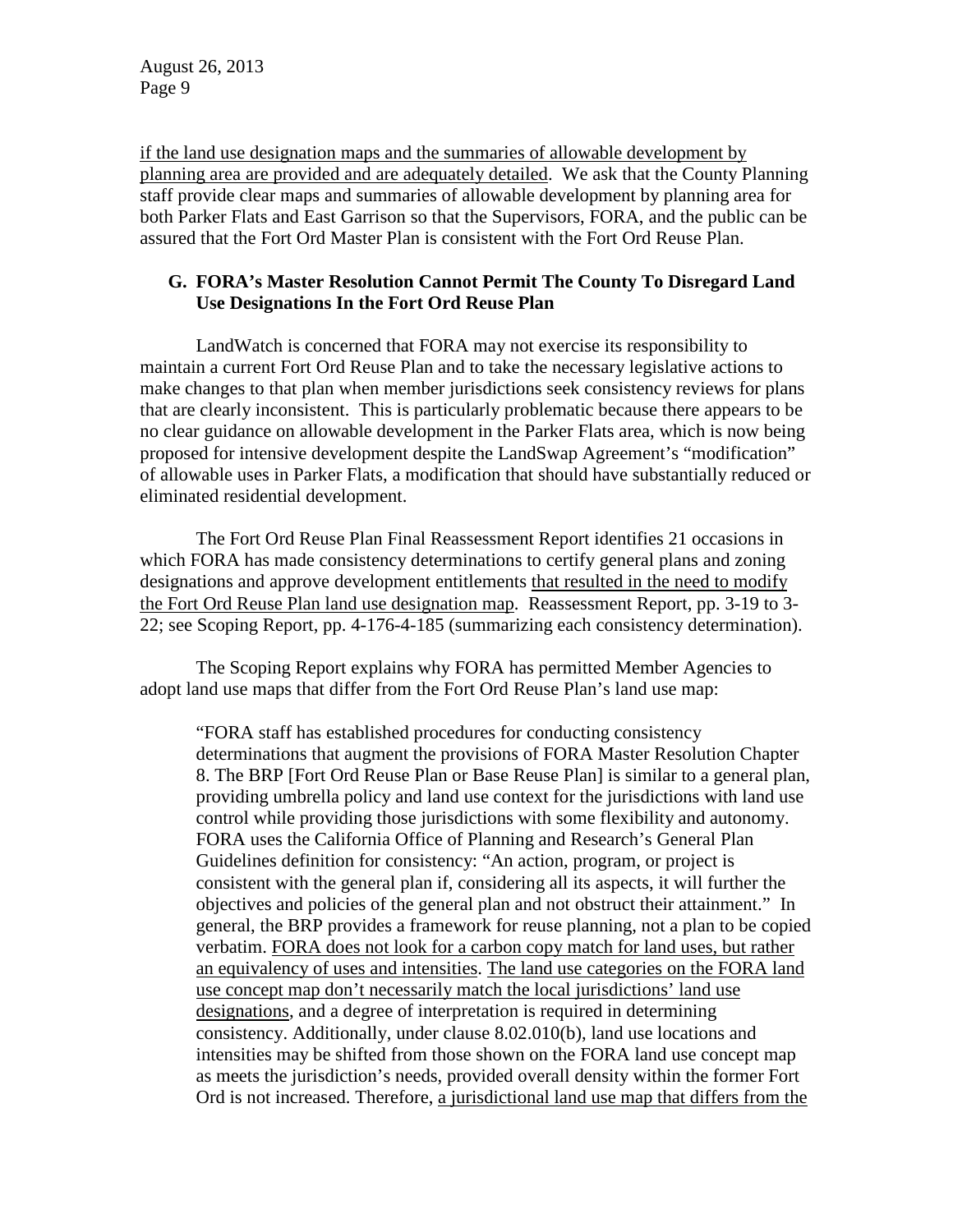if the land use designation maps and the summaries of allowable development by planning area are provided and are adequately detailed. We ask that the County Planning staff provide clear maps and summaries of allowable development by planning area for both Parker Flats and East Garrison so that the Supervisors, FORA, and the public can be assured that the Fort Ord Master Plan is consistent with the Fort Ord Reuse Plan.

**G. FORA's Master Resolution Cannot Permit The County To Disregard Land Use Designations In the Fort Ord Reuse Plan**

LandWatch is concerned that FORA may not exercise its responsibility to maintain a current Fort Ord Reuse Plan and to take the necessary legislative actions to make changes to that plan when member jurisdictions seek consistency reviews for plans that are clearly inconsistent. This is particularly problematic because there appears to be no clear guidance on allowable development in the Parker Flats area, which is now being proposed for intensive development despite the LandSwap Agreement's "modification" of allowable uses in Parker Flats, a modification that should have substantially reduced or eliminated residential development.

The Fort Ord Reuse Plan Final Reassessment Report identifies 21 occasions in which FORA has made consistency determinations to certify general plans and zoning designations and approve development entitlements that resulted in the need to modify the Fort Ord Reuse Plan land use designation map. Reassessment Report, pp. 3-19 to 3-22; see Scoping Report, pp. 4-176-4-185 (summarizing each consistency determination).

The Scoping Report explains why FORA has permitted Member Agencies to adopt land use maps that differ from the Fort Ord Reuse Plan's land use map:

> "FORA staff has established procedures for conducting consistency determinations that augment the provisions of FORA Master Resolution Chapter 8. The BRP [Fort Ord Reuse Plan or Base Reuse Plan] is similar to a general plan, providing umbrella policy and land use context for the jurisdictions with land use control while providing those jurisdictions with some flexibility and autonomy. FORA uses the California Office of Planning and Research's General Plan Guidelines definition for consistency: "An action, program, or project is consistent with the general plan if, considering all its aspects, it will further the objectives and policies of the general plan and not obstruct their attainment." In general, the BRP provides a framework for reuse planning, not a plan to be copied verbatim. FORA does not look for a carbon copy match for land uses, but rather an equivalency of uses and intensities. The land use categories on the FORA land use concept map don't necessarily match the local jurisdictions' land use designations, and a degree of interpretation is required in determining consistency. Additionally, under clause 8.02.010(b), land use locations and intensities may be shifted from those shown on the FORA land use concept map as meets the jurisdiction's needs, provided overall density within the former Fort Ord is not increased. Therefore, a jurisdictional land use map that differs from the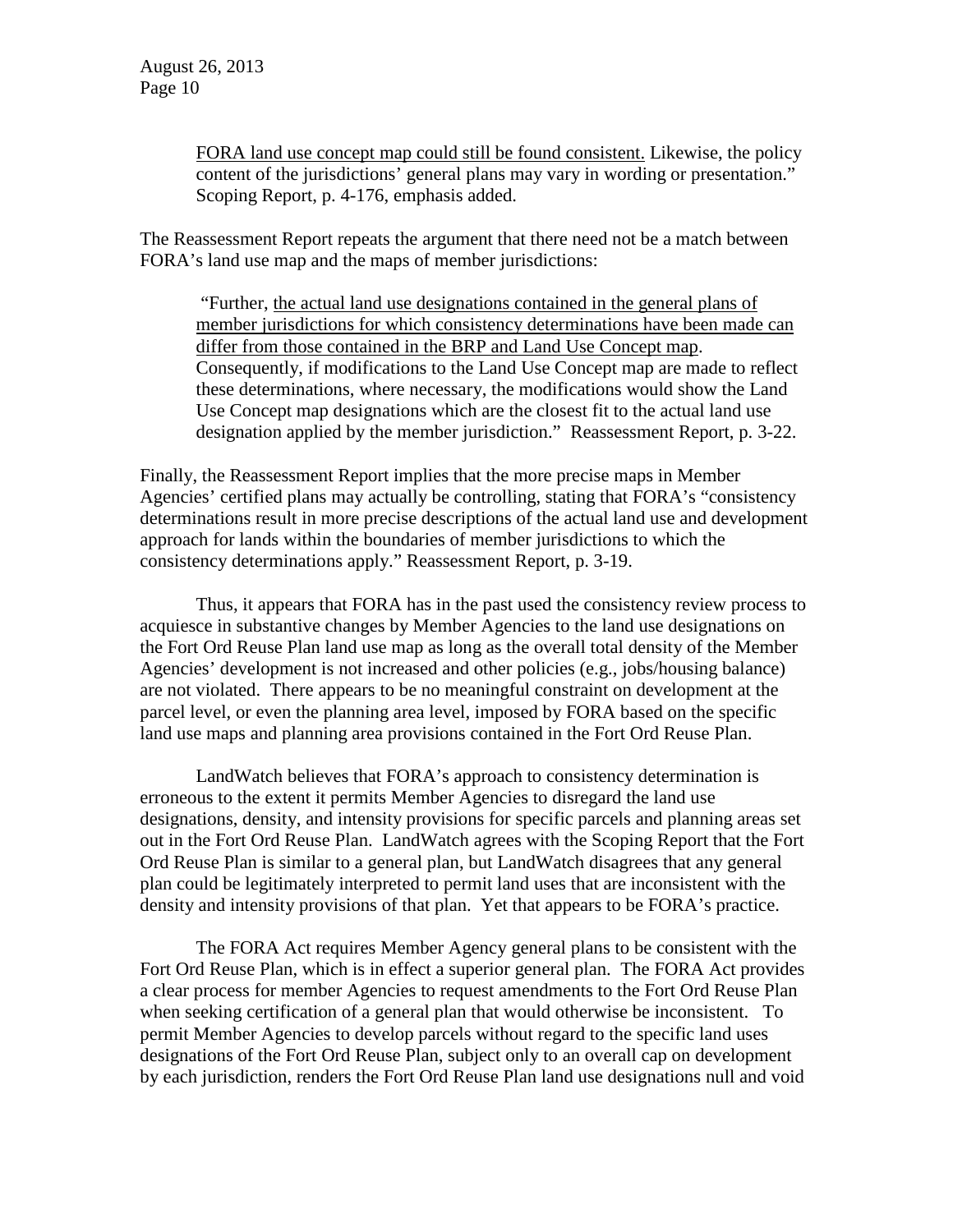> <u>FORA land use concept map could still be found consistent.</u> Likewise, the policy content of the jurisdictions' general plans may vary in wording or presentation." Scoping Report, p. 4-176, emphasis added.

The Reassessment Report repeats the argument that there need not be a match between FORA's land use map and the maps of member jurisdictions:

> "Further, <u>the actual land use designations contained in the general plans of member jurisdictions for which consistency determinations have been made can differ from those contained in the BRP and Land Use Concept map</u>. Consequently, if modifications to the Land Use Concept map are made to reflect these determinations, where necessary, the modifications would show the Land Use Concept map designations which are the closest fit to the actual land use designation applied by the member jurisdiction." Reassessment Report, p. 3-22.

Finally, the Reassessment Report implies that the more precise maps in Member Agencies' certified plans may actually be controlling, stating that FORA's "consistency determinations result in more precise descriptions of the actual land use and development approach for lands within the boundaries of member jurisdictions to which the consistency determinations apply." Reassessment Report, p. 3-19.

Thus, it appears that FORA has in the past used the consistency review process to acquiesce in substantive changes by Member Agencies to the land use designations on the Fort Ord Reuse Plan land use map as long as the overall total density of the Member Agencies' development is not increased and other policies (e.g., jobs/housing balance) are not violated. There appears to be no meaningful constraint on development at the parcel level, or even the planning area level, imposed by FORA based on the specific land use maps and planning area provisions contained in the Fort Ord Reuse Plan.

LandWatch believes that FORA's approach to consistency determination is erroneous to the extent it permits Member Agencies to disregard the land use designations, density, and intensity provisions for specific parcels and planning areas set out in the Fort Ord Reuse Plan. LandWatch agrees with the Scoping Report that the Fort Ord Reuse Plan is similar to a general plan, but LandWatch disagrees that any general plan could be legitimately interpreted to permit land uses that are inconsistent with the density and intensity provisions of that plan. Yet that appears to be FORA's practice.

The FORA Act requires Member Agency general plans to be consistent with the Fort Ord Reuse Plan, which is in effect a superior general plan. The FORA Act provides a clear process for member Agencies to request amendments to the Fort Ord Reuse Plan when seeking certification of a general plan that would otherwise be inconsistent. To permit Member Agencies to develop parcels without regard to the specific land uses designations of the Fort Ord Reuse Plan, subject only to an overall cap on development by each jurisdiction, renders the Fort Ord Reuse Plan land use designations null and void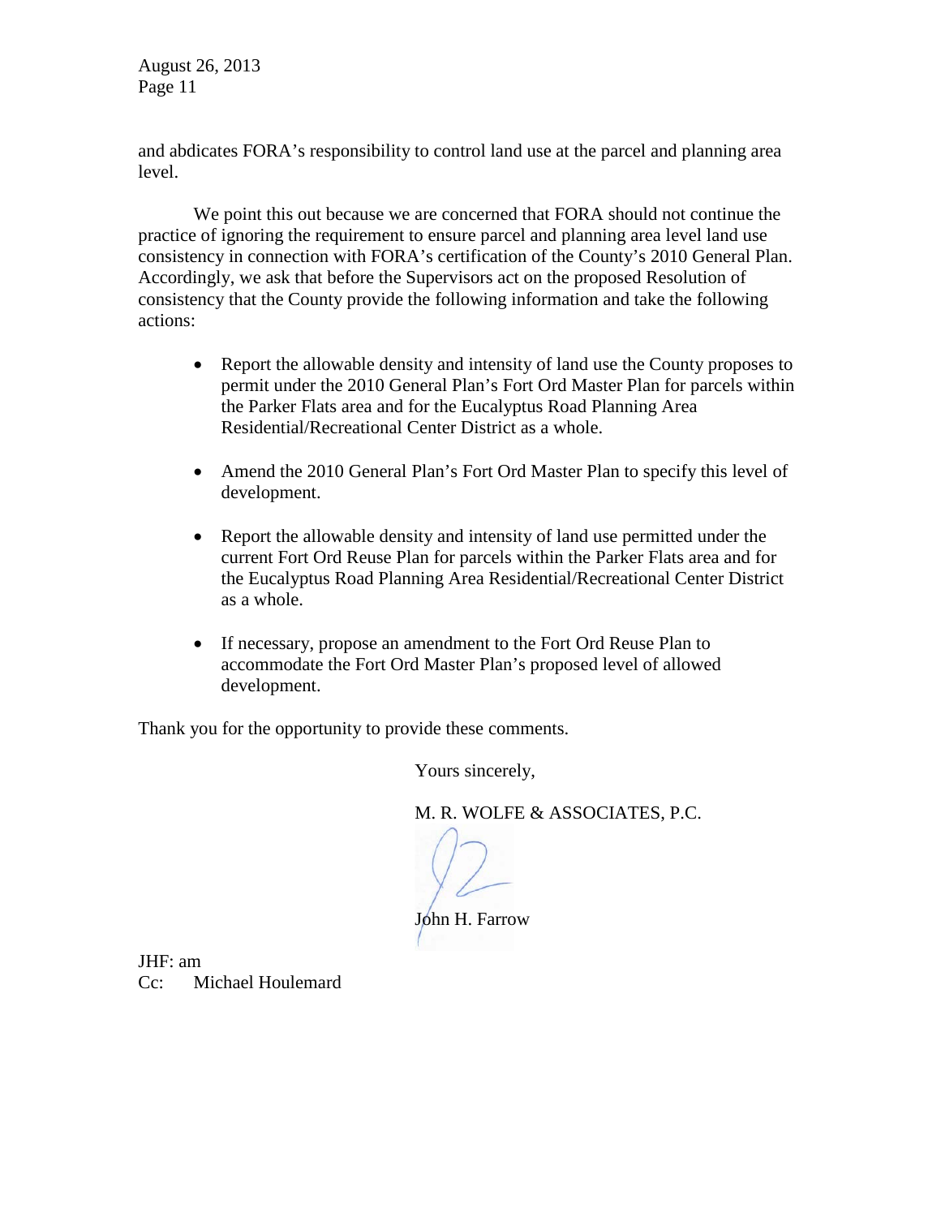and abdicates FORA's responsibility to control land use at the parcel and planning area level.

We point this out because we are concerned that FORA should not continue the practice of ignoring the requirement to ensure parcel and planning area level land use consistency in connection with FORA's certification of the County's 2010 General Plan. Accordingly, we ask that before the Supervisors act on the proposed Resolution of consistency that the County provide the following information and take the following actions:

- Report the allowable density and intensity of land use the County proposes to permit under the 2010 General Plan's Fort Ord Master Plan for parcels within the Parker Flats area and for the Eucalyptus Road Planning Area Residential/Recreational Center District as a whole.

- Amend the 2010 General Plan's Fort Ord Master Plan to specify this level of development.

- Report the allowable density and intensity of land use permitted under the current Fort Ord Reuse Plan for parcels within the Parker Flats area and for the Eucalyptus Road Planning Area Residential/Recreational Center District as a whole.

- If necessary, propose an amendment to the Fort Ord Reuse Plan to accommodate the Fort Ord Master Plan's proposed level of allowed development.

Thank you for the opportunity to provide these comments.

Yours sincerely,

M. R. WOLFE & ASSOCIATES, P.C.

John H. Farrow

JHF: am
Cc: Michael Houlemard